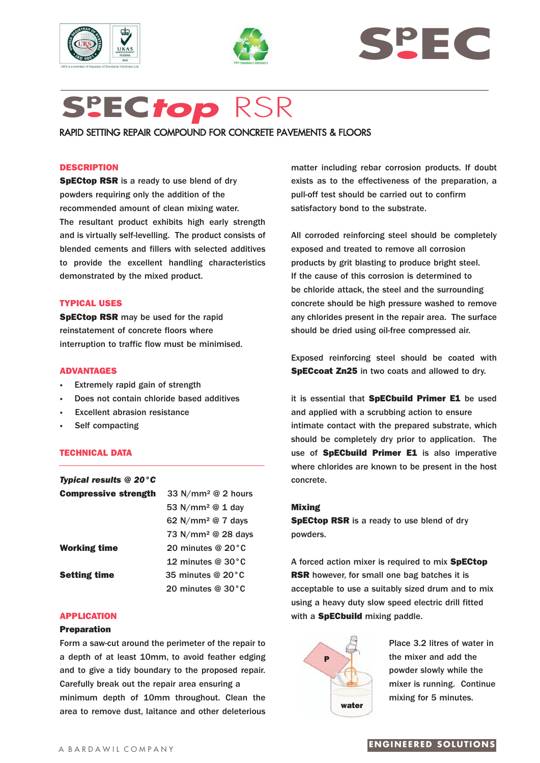# SpECtop RSR

RAPID SETTING REPAIR COMPOUND FOR CONCRETE PAVEMENTS & FLOORS

## DESCRIPTION

**SpECtop RSR** is a ready to use blend of dry powders requiring only the addition of the recommended amount of clean mixing water. The resultant product exhibits high early strength and is virtually self-levelling. The product consists of blended cements and fillers with selected additives to provide the excellent handling characteristics demonstrated by the mixed product.

## TYPICAL USES

**SpECtop RSR** may be used for the rapid reinstatement of concrete floors where interruption to traffic flow must be minimised.

## ADVANTAGES

- Extremely rapid gain of strength
- Does not contain chloride based additives
- Excellent abrasion resistance
- Self compacting

## TECHNICAL DATA

***Typical results @ 20°C***

| | |
|---|---|
| **Compressive strength** | 33 N/mm² @ 2 hours |
| | 53 N/mm² @ 1 day |
| | 62 N/mm² @ 7 days |
| | 73 N/mm² @ 28 days |
| **Working time** | 20 minutes @ 20°C |
| | 12 minutes @ 30°C |
| **Setting time** | 35 minutes @ 20°C |
| | 20 minutes @ 30°C |

## APPLICATION

### Preparation

Form a saw-cut around the perimeter of the repair to a depth of at least 10mm, to avoid feather edging and to give a tidy boundary to the proposed repair. Carefully break out the repair area ensuring a minimum depth of 10mm throughout. Clean the area to remove dust, laitance and other deleterious matter including rebar corrosion products. If doubt exists as to the effectiveness of the preparation, a pull-off test should be carried out to confirm satisfactory bond to the substrate.

All corroded reinforcing steel should be completely exposed and treated to remove all corrosion products by grit blasting to produce bright steel. If the cause of this corrosion is determined to be chloride attack, the steel and the surrounding concrete should be high pressure washed to remove any chlorides present in the repair area. The surface should be dried using oil-free compressed air.

Exposed reinforcing steel should be coated with **SpECcoat Zn25** in two coats and allowed to dry.

it is essential that **SpECbuild Primer E1** be used and applied with a scrubbing action to ensure intimate contact with the prepared substrate, which should be completely dry prior to application. The use of **SpECbuild Primer E1** is also imperative where chlorides are known to be present in the host concrete.

### Mixing

**SpECtop RSR** is a ready to use blend of dry powders.

A forced action mixer is required to mix **SpECtop RSR** however, for small one bag batches it is acceptable to use a suitably sized drum and to mix using a heavy duty slow speed electric drill fitted with a **SpECbuild** mixing paddle.

Place 3.2 litres of water in the mixer and add the powder slowly while the mixer is running. Continue mixing for 5 minutes.

A BARDAWIL COMPANY

ENGINEERED SOLUTIONS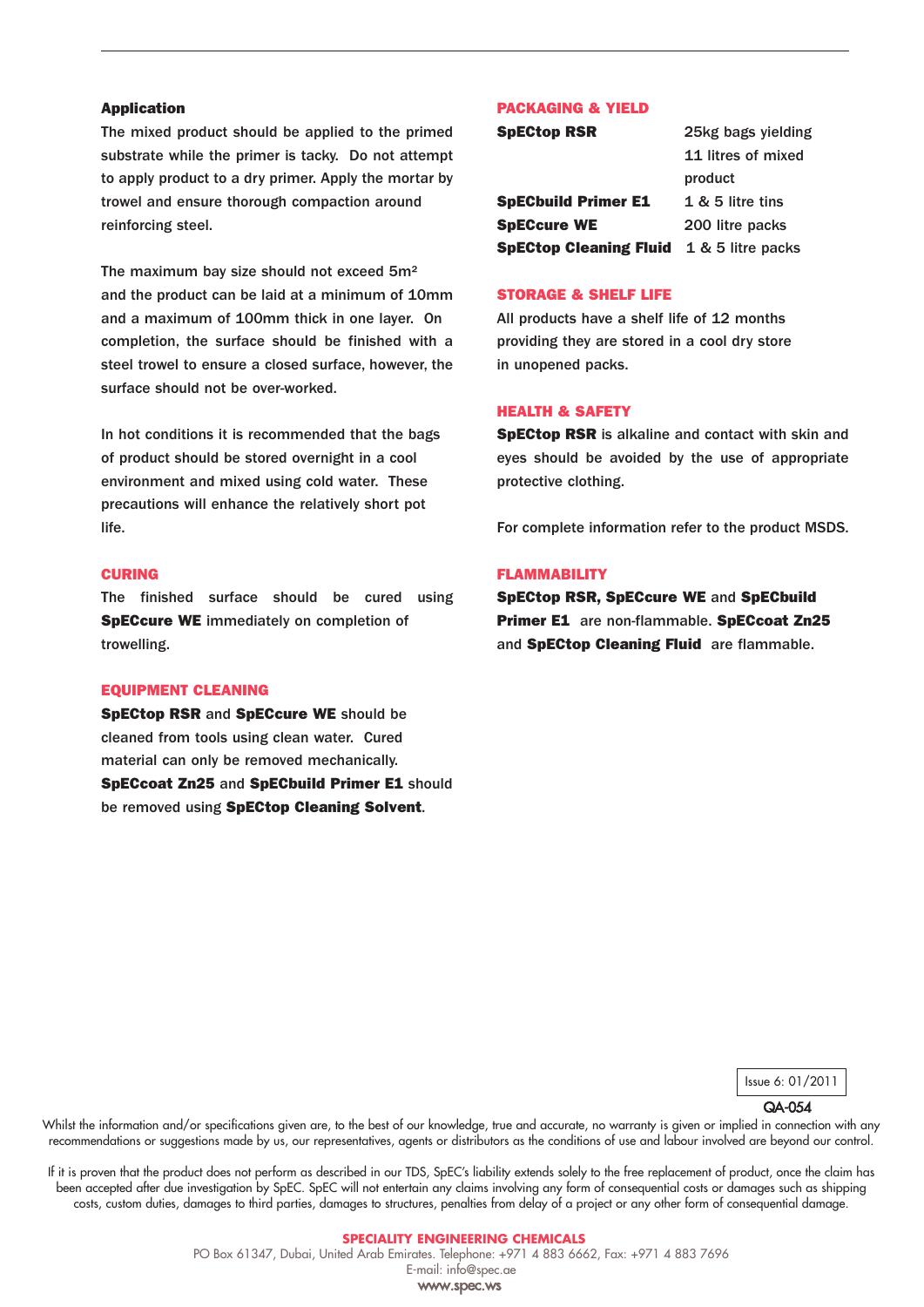## Application

The mixed product should be applied to the primed substrate while the primer is tacky. Do not attempt to apply product to a dry primer. Apply the mortar by trowel and ensure thorough compaction around reinforcing steel.

The maximum bay size should not exceed $5m^2$ and the product can be laid at a minimum of 10mm and a maximum of 100mm thick in one layer. On completion, the surface should be finished with a steel trowel to ensure a closed surface, however, the surface should not be over-worked.

In hot conditions it is recommended that the bags of product should be stored overnight in a cool environment and mixed using cold water. These precautions will enhance the relatively short pot life.

## CURING

The finished surface should be cured using **SpECcure WE** immediately on completion of trowelling.

## EQUIPMENT CLEANING

**SpECtop RSR** and **SpECcure WE** should be cleaned from tools using clean water. Cured material can only be removed mechanically. **SpECcoat Zn25** and **SpECbuild Primer E1** should be removed using **SpECtop Cleaning Solvent**.

## PACKAGING & YIELD

| | |
|---|---|
| **SpECtop RSR** | 25kg bags yielding 11 litres of mixed product |
| **SpECbuild Primer E1** | 1 & 5 litre tins |
| **SpECcure WE** | 200 litre packs |
| **SpECtop Cleaning Fluid** | 1 & 5 litre packs |

## STORAGE & SHELF LIFE

All products have a shelf life of 12 months providing they are stored in a cool dry store in unopened packs.

## HEALTH & SAFETY

**SpECtop RSR** is alkaline and contact with skin and eyes should be avoided by the use of appropriate protective clothing.

For complete information refer to the product MSDS.

## FLAMMABILITY

**SpECtop RSR, SpECcure WE** and **SpECbuild Primer E1** are non-flammable. **SpECcoat Zn25** and **SpECtop Cleaning Fluid** are flammable.

Issue 6: 01/2011

QA-054

Whilst the information and/or specifications given are, to the best of our knowledge, true and accurate, no warranty is given or implied in connection with any recommendations or suggestions made by us, our representatives, agents or distributors as the conditions of use and labour involved are beyond our control.

If it is proven that the product does not perform as described in our TDS, SpEC's liability extends solely to the free replacement of product, once the claim has been accepted after due investigation by SpEC. SpEC will not entertain any claims involving any form of consequential costs or damages such as shipping costs, custom duties, damages to third parties, damages to structures, penalties from delay of a project or any other form of consequential damage.

**SPECIALITY ENGINEERING CHEMICALS**

PO Box 61347, Dubai, United Arab Emirates. Telephone: +971 4 883 6662, Fax: +971 4 883 7696

E-mail: info@spec.ae

www.spec.ws